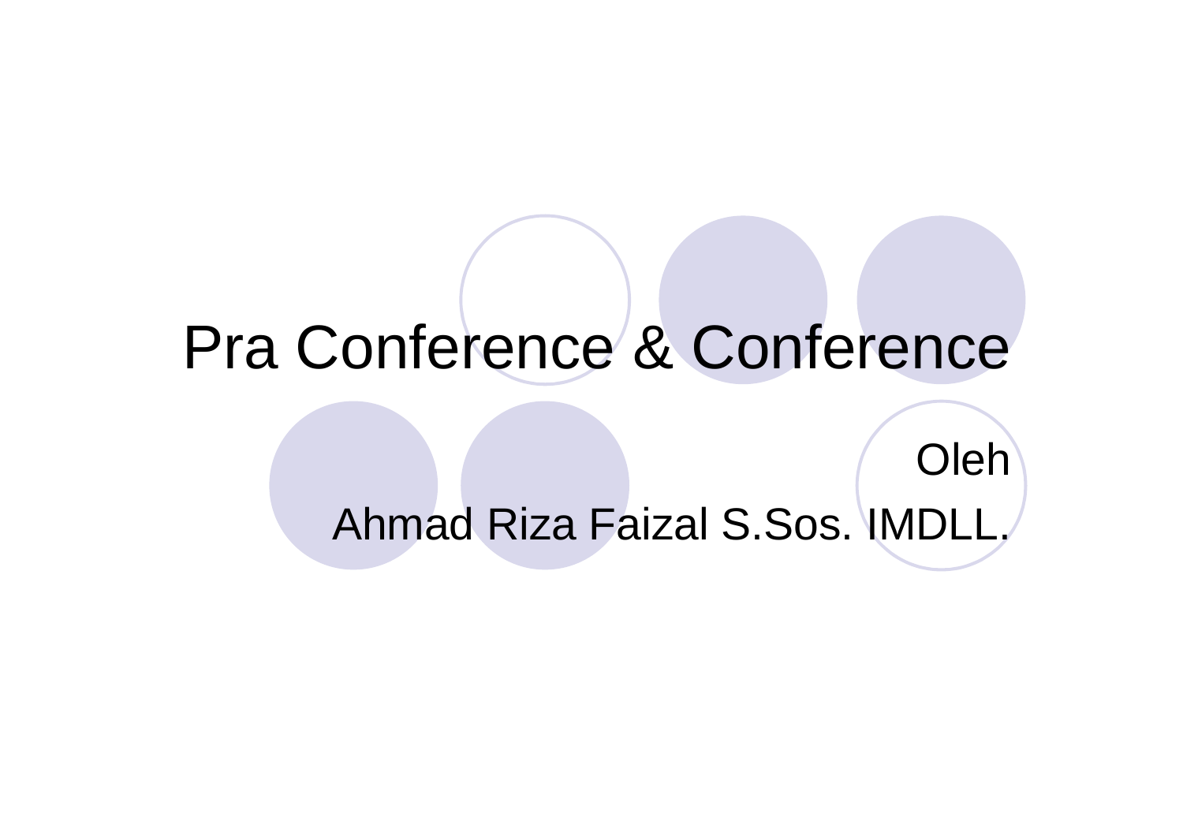# Pra Conference & Conference

Oleh

Ahmad Riza Faizal S.Sos. IMDLL.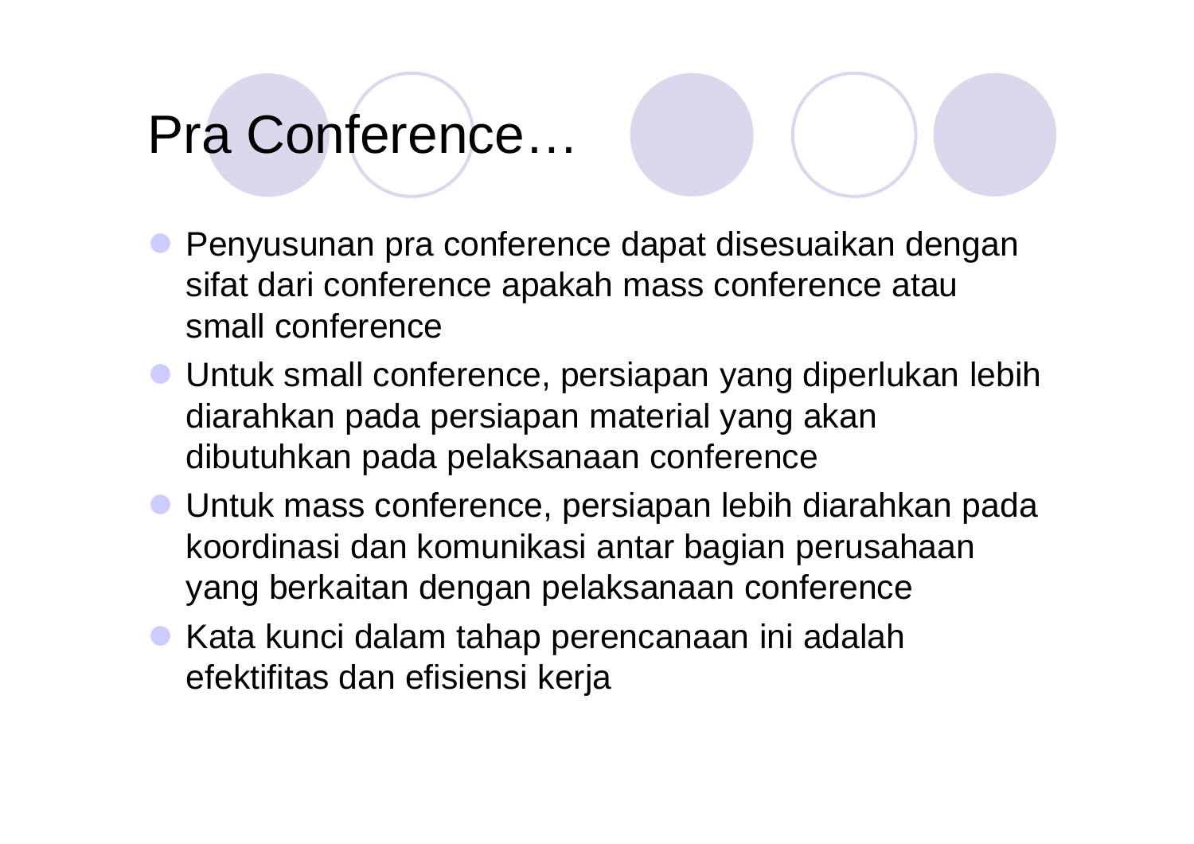# Pra Conference…

- Penyusunan pra conference dapat disesuaikan dengan sifat dari conference apakah mass conference atau small conference
- Untuk small conference, persiapan yang diperlukan lebih diarahkan pada persiapan material yang akan dibutuhkan pada pelaksanaan conference
- Untuk mass conference, persiapan lebih diarahkan pada koordinasi dan komunikasi antar bagian perusahaan yang berkaitan dengan pelaksanaan conference
- Kata kunci dalam tahap perencanaan ini adalah efektifitas dan efisiensi kerja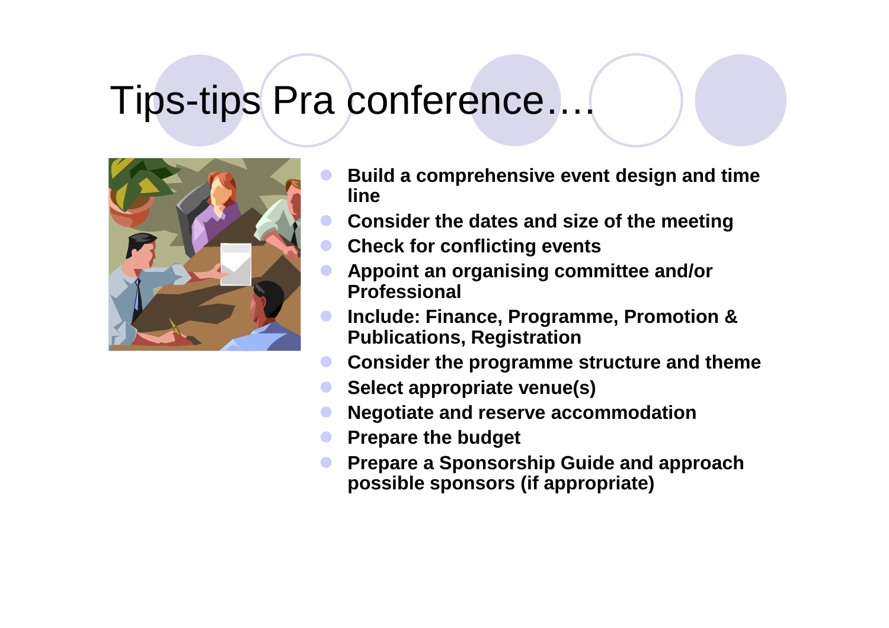# Tips-tips Pra conference….

- **Build a comprehensive event design and time line**
- **Consider the dates and size of the meeting**
- **Check for conflicting events**
- **Appoint an organising committee and/or Professional**
- **Include: Finance, Programme, Promotion & Publications, Registration**
- **Consider the programme structure and theme**
- **Select appropriate venue(s)**
- **Negotiate and reserve accommodation**
- **Prepare the budget**
- **Prepare a Sponsorship Guide and approach possible sponsors (if appropriate)**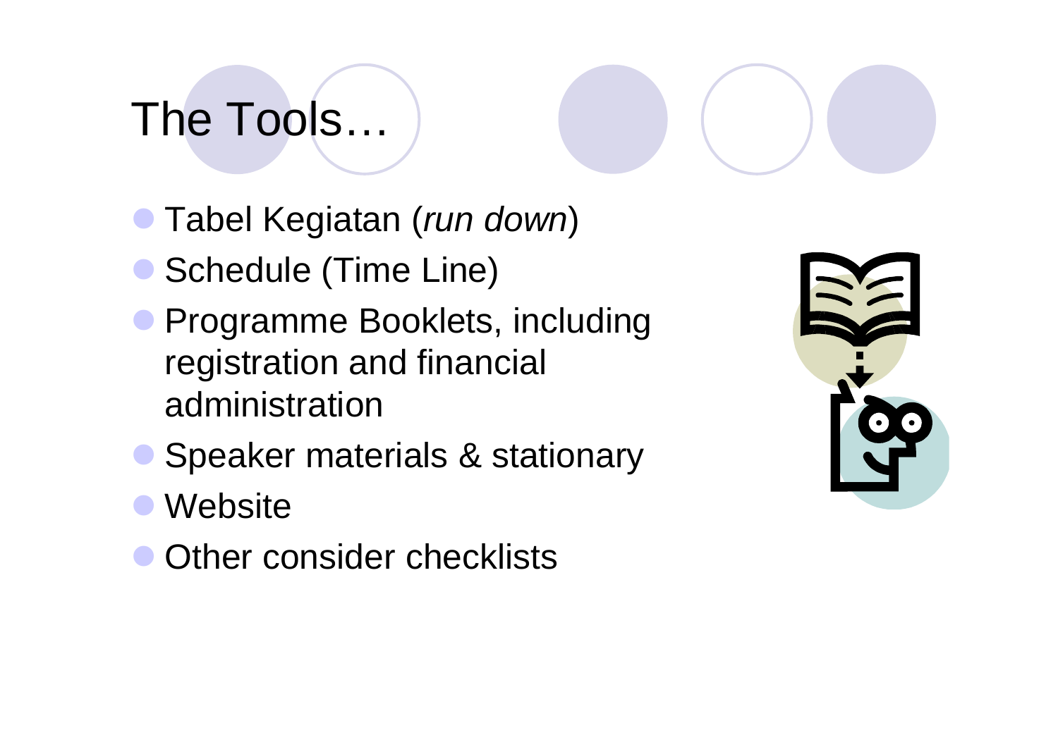# The Tools…

- Tabel Kegiatan (*run down*)
- Schedule (Time Line)
- Programme Booklets, including registration and financial administration
- Speaker materials & stationary
- Website
- Other consider checklists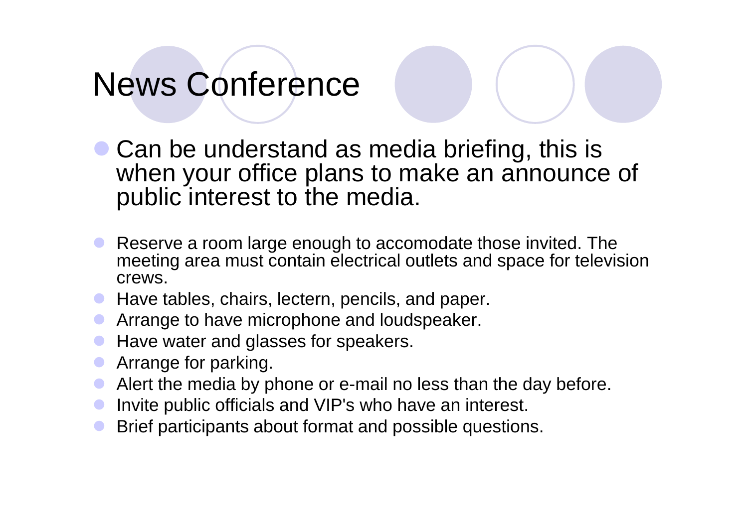# News Conference

- Can be understand as media briefing, this is when your office plans to make an announce of public interest to the media.

- Reserve a room large enough to accomodate those invited. The meeting area must contain electrical outlets and space for television crews.
- Have tables, chairs, lectern, pencils, and paper.
- Arrange to have microphone and loudspeaker.
- Have water and glasses for speakers.
- Arrange for parking.
- Alert the media by phone or e-mail no less than the day before.
- Invite public officials and VIP's who have an interest.
- Brief participants about format and possible questions.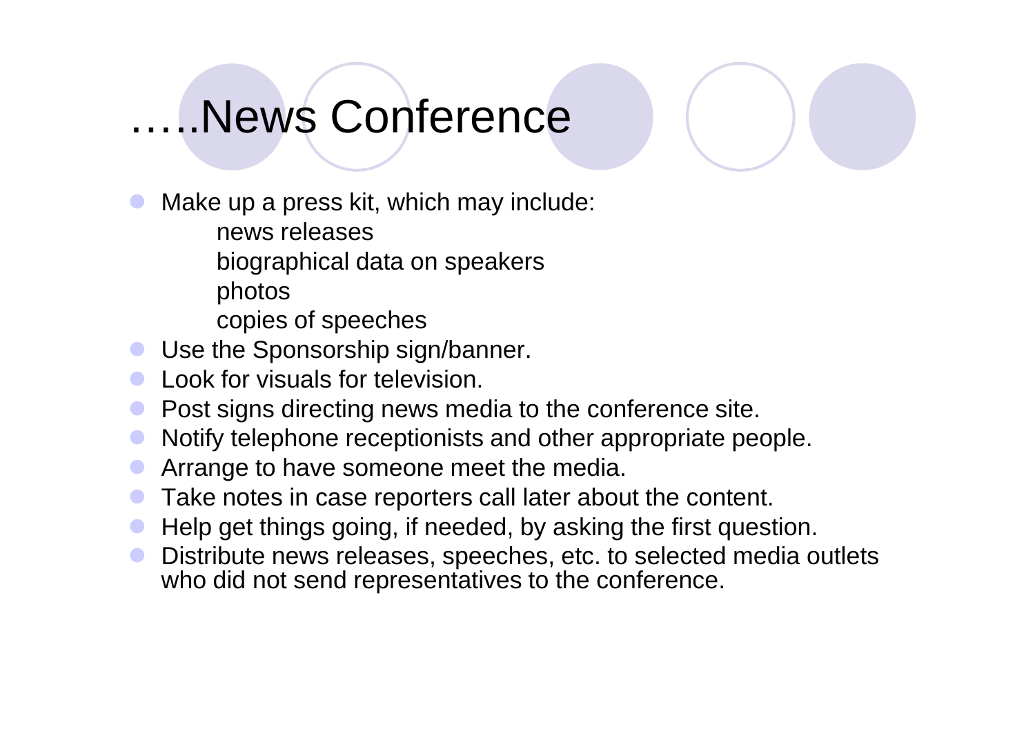# …..News Conference

- Make up a press kit, which may include:
  - news releases
  - biographical data on speakers
  - photos
  - copies of speeches
- Use the Sponsorship sign/banner.
- Look for visuals for television.
- Post signs directing news media to the conference site.
- Notify telephone receptionists and other appropriate people.
- Arrange to have someone meet the media.
- Take notes in case reporters call later about the content.
- Help get things going, if needed, by asking the first question.
- Distribute news releases, speeches, etc. to selected media outlets who did not send representatives to the conference.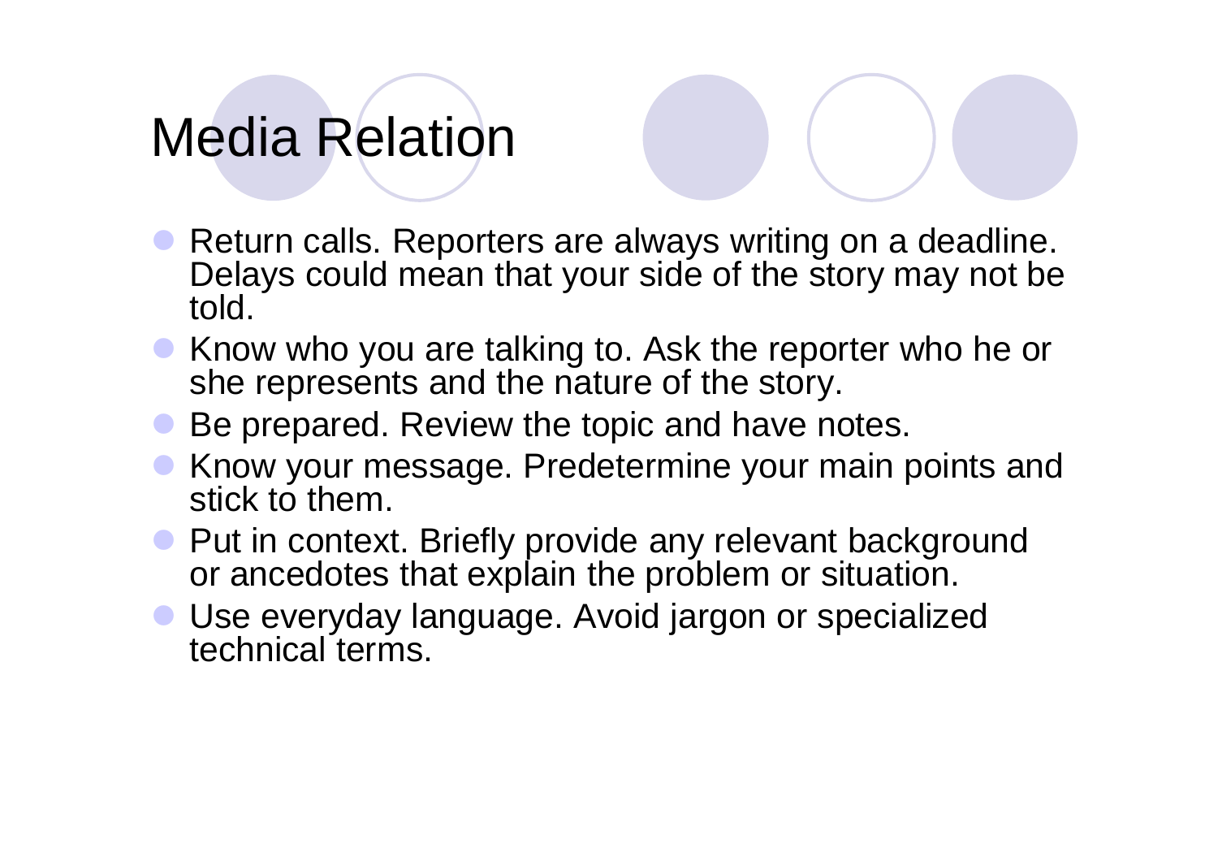# Media Relation

- Return calls. Reporters are always writing on a deadline. Delays could mean that your side of the story may not be told.
- Know who you are talking to. Ask the reporter who he or she represents and the nature of the story.
- Be prepared. Review the topic and have notes.
- Know your message. Predetermine your main points and stick to them.
- Put in context. Briefly provide any relevant background or ancedotes that explain the problem or situation.
- Use everyday language. Avoid jargon or specialized technical terms.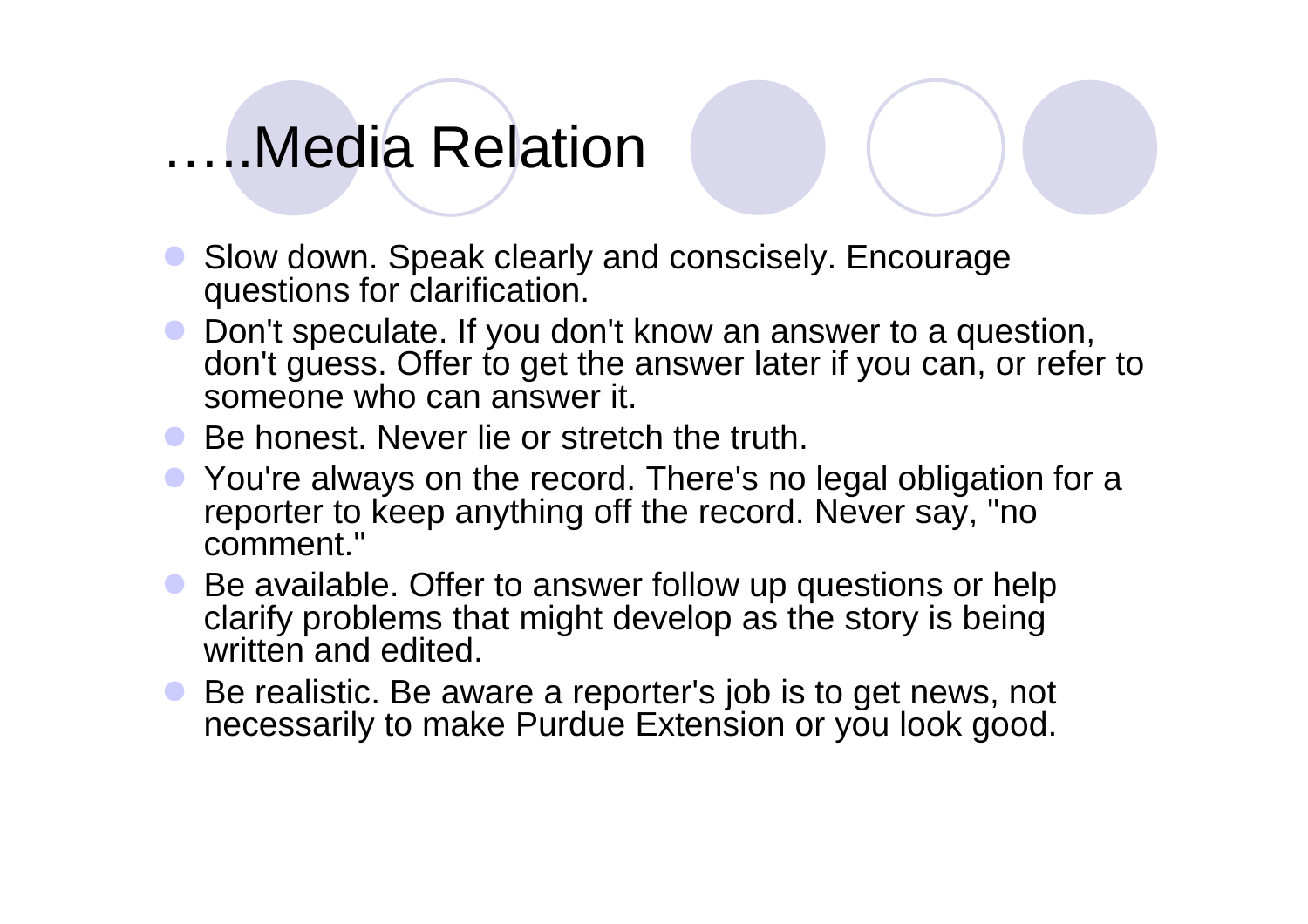# …..Media Relation

- Slow down. Speak clearly and consciely. Encourage questions for clarification.
- Don't speculate. If you don't know an answer to a question, don't guess. Offer to get the answer later if you can, or refer to someone who can answer it.
- Be honest. Never lie or stretch the truth.
- You're always on the record. There's no legal obligation for a reporter to keep anything off the record. Never say, "no comment."
- Be available. Offer to answer follow up questions or help clarify problems that might develop as the story is being written and edited.
- Be realistic. Be aware a reporter's job is to get news, not necessarily to make Purdue Extension or you look good.